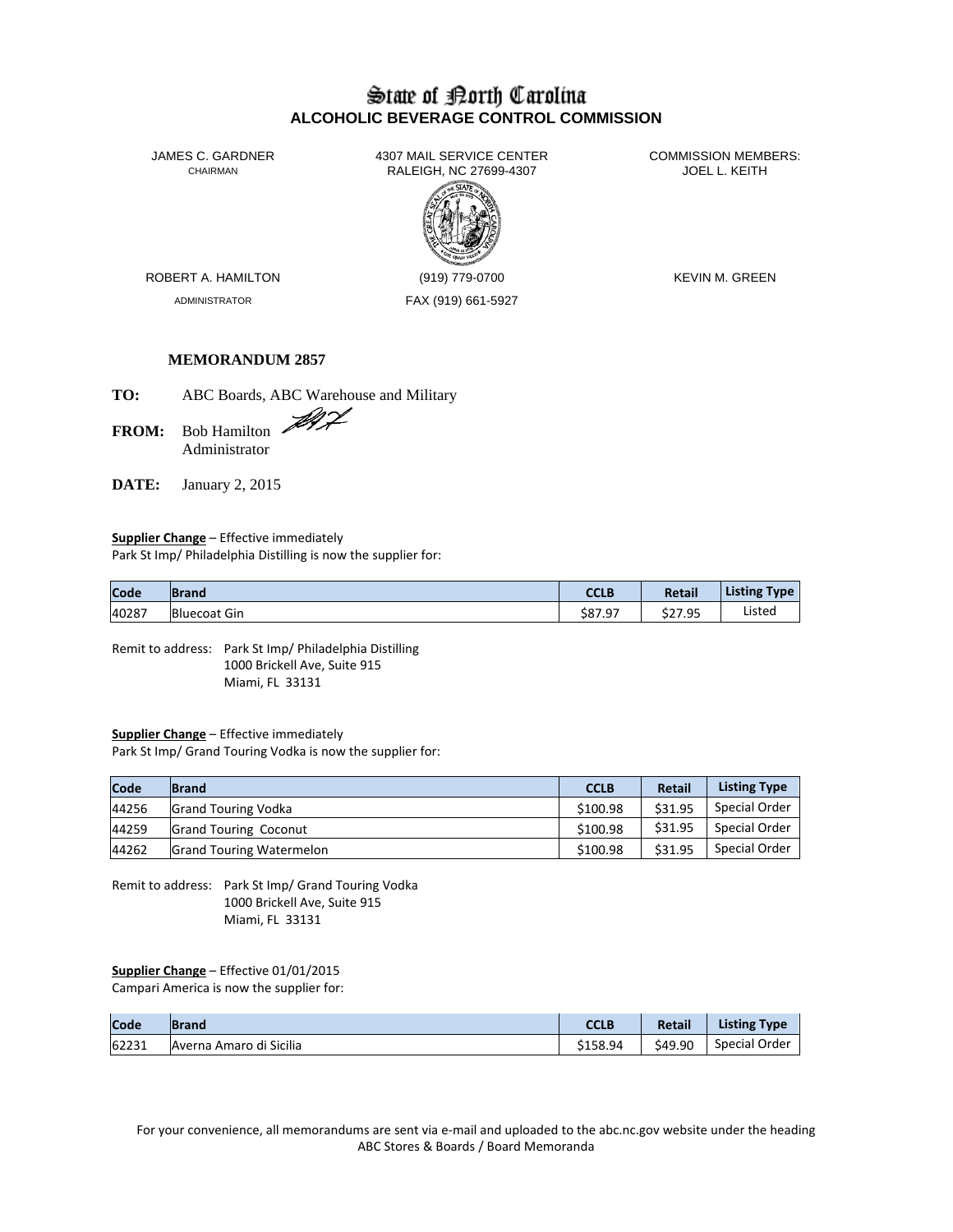# State of North Carolina
## ALCOHOLIC BEVERAGE CONTROL COMMISSION

JAMES C. GARDNER
CHAIRMAN

4307 MAIL SERVICE CENTER
RALEIGH, NC 27699-4307

COMMISSION MEMBERS:
JOEL L. KEITH

ROBERT A. HAMILTON
ADMINISTRATOR

(919) 779-0700
FAX (919) 661-5927

KEVIN M. GREEN

**MEMORANDUM 2857**

**TO:** ABC Boards, ABC Warehouse and Military

**FROM:** Bob Hamilton
Administrator

**DATE:** January 2, 2015

**Supplier Change** – Effective immediately
Park St Imp/ Philadelphia Distilling is now the supplier for:

| Code | Brand | CCLB | Retail | Listing Type |
|---|---|---|---|---|
| 40287 | Bluecoat Gin | $87.97 | $27.95 | Listed |

Remit to address: Park St Imp/ Philadelphia Distilling
1000 Brickell Ave, Suite 915
Miami, FL 33131

**Supplier Change** – Effective immediately
Park St Imp/ Grand Touring Vodka is now the supplier for:

| Code | Brand | CCLB | Retail | Listing Type |
|---|---|---|---|---|
| 44256 | Grand Touring Vodka | $100.98 | $31.95 | Special Order |
| 44259 | Grand Touring Coconut | $100.98 | $31.95 | Special Order |
| 44262 | Grand Touring Watermelon | $100.98 | $31.95 | Special Order |

Remit to address: Park St Imp/ Grand Touring Vodka
1000 Brickell Ave, Suite 915
Miami, FL 33131

**Supplier Change** – Effective 01/01/2015
Campari America is now the supplier for:

| Code | Brand | CCLB | Retail | Listing Type |
|---|---|---|---|---|
| 62231 | Averna Amaro di Sicilia | $158.94 | $49.90 | Special Order |

For your convenience, all memorandums are sent via e-mail and uploaded to the abc.nc.gov website under the heading ABC Stores & Boards / Board Memoranda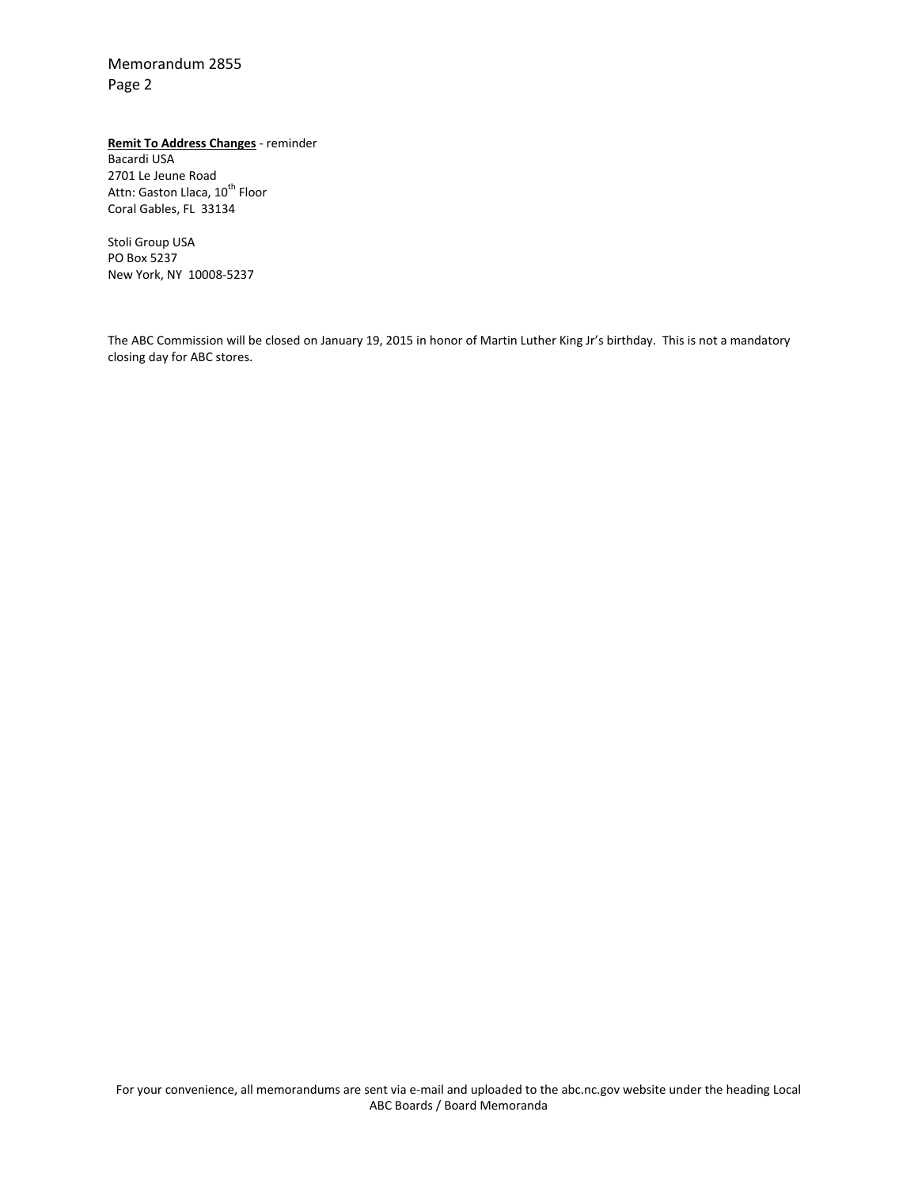**Remit To Address Changes** - reminder
Bacardi USA
2701 Le Jeune Road
Attn: Gaston Llaca, 10th Floor
Coral Gables, FL 33134

Stoli Group USA
PO Box 5237
New York, NY 10008-5237

The ABC Commission will be closed on January 19, 2015 in honor of Martin Luther King Jr's birthday. This is not a mandatory closing day for ABC stores.

For your convenience, all memorandums are sent via e-mail and uploaded to the abc.nc.gov website under the heading Local ABC Boards / Board Memoranda